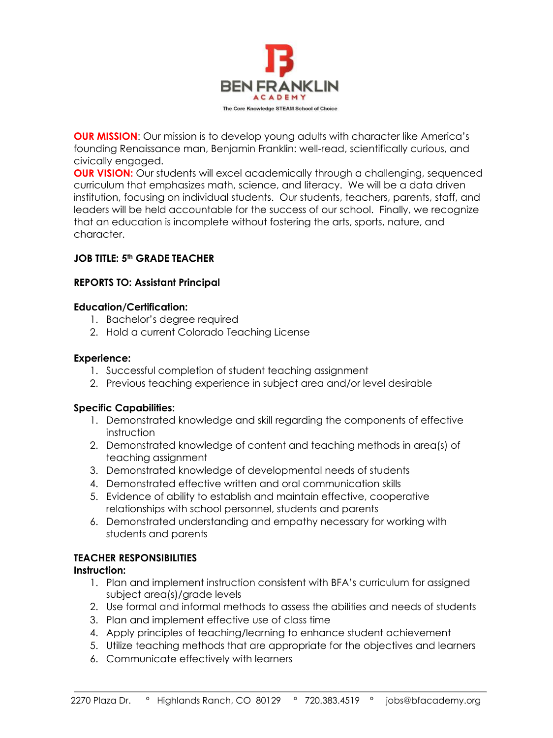**BEN FRANKLIN ACADEMY**

The Core Knowledge STEAM School of Choice

**OUR MISSION**: Our mission is to develop young adults with character like America's founding Renaissance man, Benjamin Franklin: well-read, scientifically curious, and civically engaged.

**OUR VISION:** Our students will excel academically through a challenging, sequenced curriculum that emphasizes math, science, and literacy. We will be a data driven institution, focusing on individual students. Our students, teachers, parents, staff, and leaders will be held accountable for the success of our school. Finally, we recognize that an education is incomplete without fostering the arts, sports, nature, and character.

**JOB TITLE: 5th GRADE TEACHER**

**REPORTS TO: Assistant Principal**

**Education/Certification:**

1. Bachelor's degree required
2. Hold a current Colorado Teaching License

**Experience:**

1. Successful completion of student teaching assignment
2. Previous teaching experience in subject area and/or level desirable

**Specific Capabilities:**

1. Demonstrated knowledge and skill regarding the components of effective instruction
2. Demonstrated knowledge of content and teaching methods in area(s) of teaching assignment
3. Demonstrated knowledge of developmental needs of students
4. Demonstrated effective written and oral communication skills
5. Evidence of ability to establish and maintain effective, cooperative relationships with school personnel, students and parents
6. Demonstrated understanding and empathy necessary for working with students and parents

**TEACHER RESPONSIBILITIES**

**Instruction:**

1. Plan and implement instruction consistent with BFA's curriculum for assigned subject area(s)/grade levels
2. Use formal and informal methods to assess the abilities and needs of students
3. Plan and implement effective use of class time
4. Apply principles of teaching/learning to enhance student achievement
5. Utilize teaching methods that are appropriate for the objectives and learners
6. Communicate effectively with learners

2270 Plaza Dr. ° Highlands Ranch, CO 80129 ° 720.383.4519 ° jobs@bfacademy.org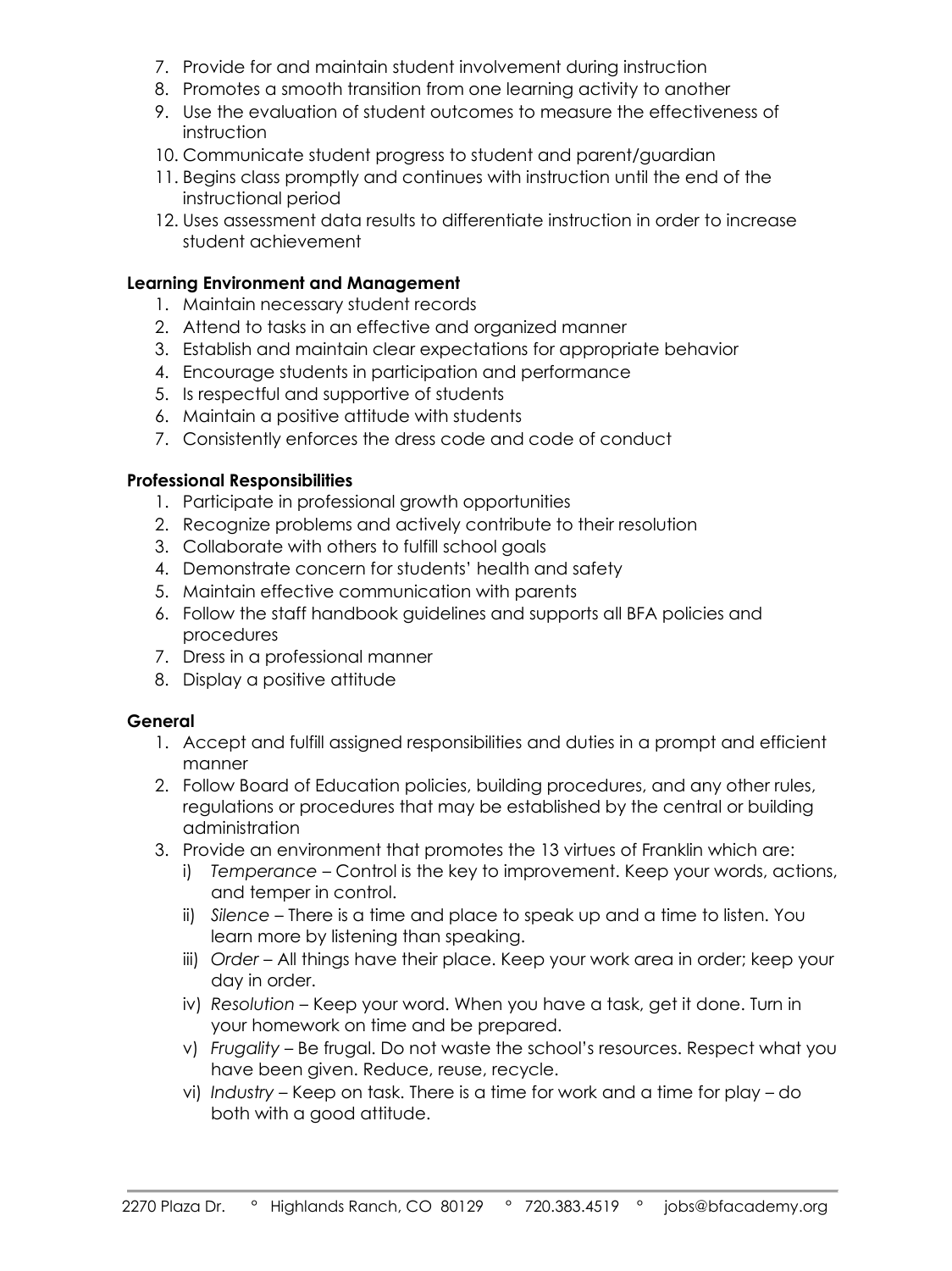7. Provide for and maintain student involvement during instruction
8. Promotes a smooth transition from one learning activity to another
9. Use the evaluation of student outcomes to measure the effectiveness of instruction
10. Communicate student progress to student and parent/guardian
11. Begins class promptly and continues with instruction until the end of the instructional period
12. Uses assessment data results to differentiate instruction in order to increase student achievement

**Learning Environment and Management**

1. Maintain necessary student records
2. Attend to tasks in an effective and organized manner
3. Establish and maintain clear expectations for appropriate behavior
4. Encourage students in participation and performance
5. Is respectful and supportive of students
6. Maintain a positive attitude with students
7. Consistently enforces the dress code and code of conduct

**Professional Responsibilities**

1. Participate in professional growth opportunities
2. Recognize problems and actively contribute to their resolution
3. Collaborate with others to fulfill school goals
4. Demonstrate concern for students' health and safety
5. Maintain effective communication with parents
6. Follow the staff handbook guidelines and supports all BFA policies and procedures
7. Dress in a professional manner
8. Display a positive attitude

**General**

1. Accept and fulfill assigned responsibilities and duties in a prompt and efficient manner
2. Follow Board of Education policies, building procedures, and any other rules, regulations or procedures that may be established by the central or building administration
3. Provide an environment that promotes the 13 virtues of Franklin which are:
   i) *Temperance* – Control is the key to improvement. Keep your words, actions, and temper in control.
   ii) *Silence* – There is a time and place to speak up and a time to listen. You learn more by listening than speaking.
   iii) *Order* – All things have their place. Keep your work area in order; keep your day in order.
   iv) *Resolution* – Keep your word. When you have a task, get it done. Turn in your homework on time and be prepared.
   v) *Frugality* – Be frugal. Do not waste the school's resources. Respect what you have been given. Reduce, reuse, recycle.
   vi) *Industry* – Keep on task. There is a time for work and a time for play – do both with a good attitude.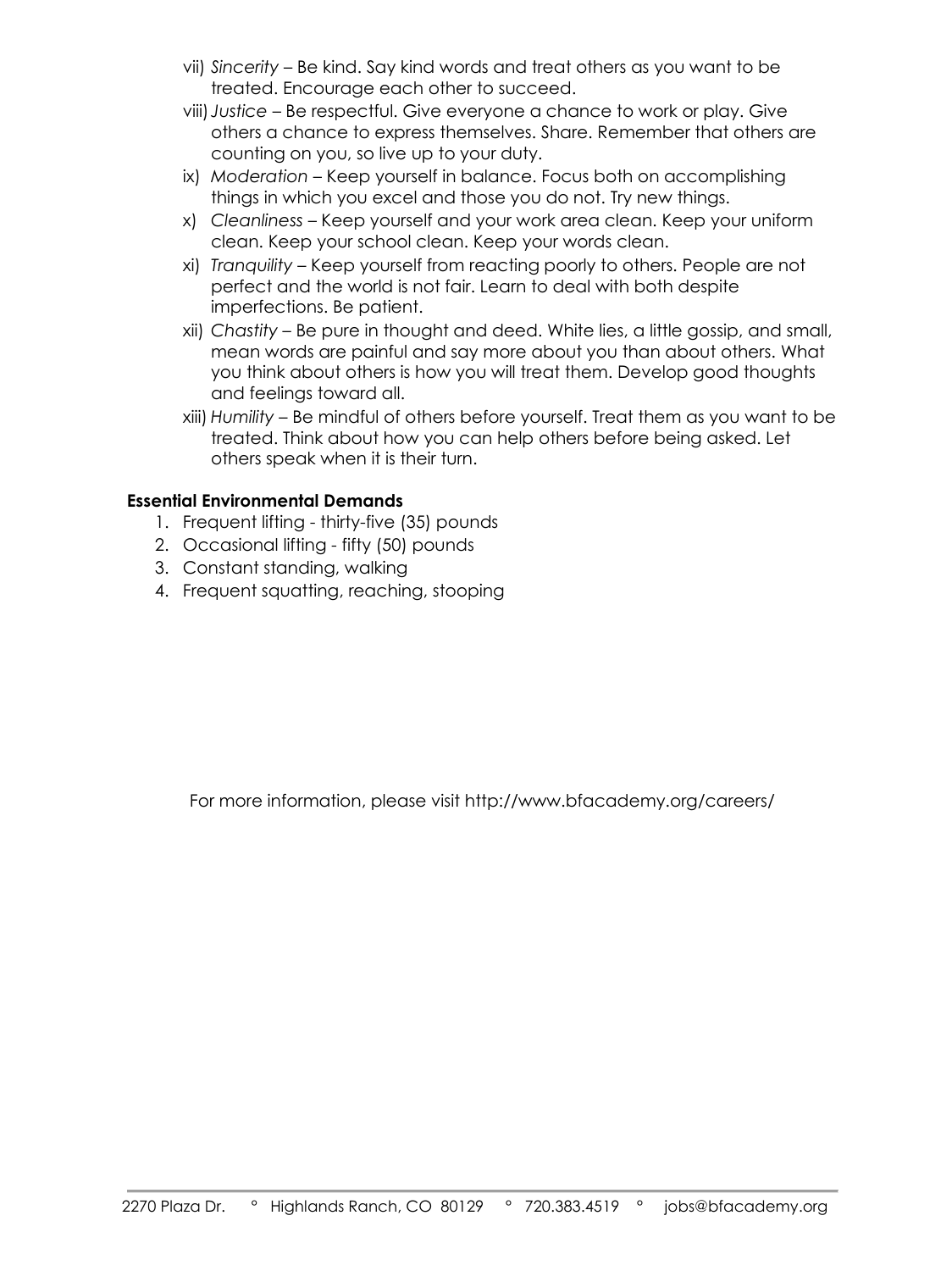vii) *Sincerity* – Be kind. Say kind words and treat others as you want to be treated. Encourage each other to succeed.

viii) *Justice* – Be respectful. Give everyone a chance to work or play. Give others a chance to express themselves. Share. Remember that others are counting on you, so live up to your duty.

ix) *Moderation* – Keep yourself in balance. Focus both on accomplishing things in which you excel and those you do not. Try new things.

x) *Cleanliness* – Keep yourself and your work area clean. Keep your uniform clean. Keep your school clean. Keep your words clean.

xi) *Tranquility* – Keep yourself from reacting poorly to others. People are not perfect and the world is not fair. Learn to deal with both despite imperfections. Be patient.

xii) *Chastity* – Be pure in thought and deed. White lies, a little gossip, and small, mean words are painful and say more about you than about others. What you think about others is how you will treat them. Develop good thoughts and feelings toward all.

xiii) *Humility* – Be mindful of others before yourself. Treat them as you want to be treated. Think about how you can help others before being asked. Let others speak when it is their turn.

**Essential Environmental Demands**

1. Frequent lifting - thirty-five (35) pounds
2. Occasional lifting - fifty (50) pounds
3. Constant standing, walking
4. Frequent squatting, reaching, stooping

For more information, please visit http://www.bfacademy.org/careers/

2270 Plaza Dr. ° Highlands Ranch, CO 80129 ° 720.383.4519 ° jobs@bfacademy.org